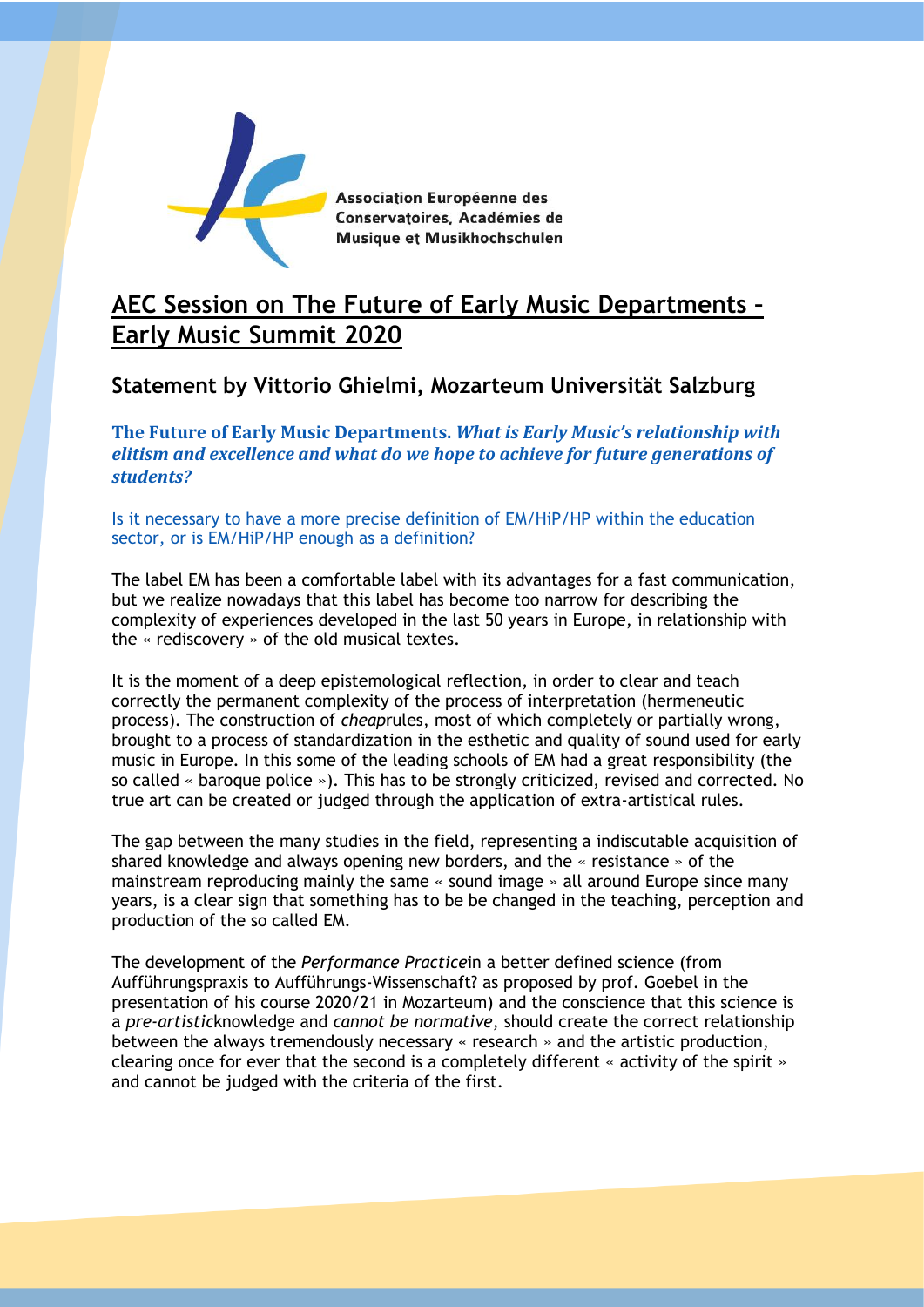Association Européenne des Conservatoires, Académies de Musique et Musikhochschulen

# AEC Session on The Future of Early Music Departments – Early Music Summit 2020

## Statement by Vittorio Ghielmi, Mozarteum Universität Salzburg

**The Future of Early Music Departments.** ***What is Early Music's relationship with elitism and excellence and what do we hope to achieve for future generations of students?***

Is it necessary to have a more precise definition of EM/HiP/HP within the education sector, or is EM/HiP/HP enough as a definition?

The label EM has been a comfortable label with its advantages for a fast communication, but we realize nowadays that this label has become too narrow for describing the complexity of experiences developed in the last 50 years in Europe, in relationship with the « rediscovery » of the old musical textes.

It is the moment of a deep epistemological reflection, in order to clear and teach correctly the permanent complexity of the process of interpretation (hermeneutic process). The construction of *cheap*rules, most of which completely or partially wrong, brought to a process of standardization in the esthetic and quality of sound used for early music in Europe. In this some of the leading schools of EM had a great responsibility (the so called « baroque police »). This has to be strongly criticized, revised and corrected. No true art can be created or judged through the application of extra-artistical rules.

The gap between the many studies in the field, representing a indiscutable acquisition of shared knowledge and always opening new borders, and the « resistance » of the mainstream reproducing mainly the same « sound image » all around Europe since many years, is a clear sign that something has to be be changed in the teaching, perception and production of the so called EM.

The development of the *Performance Practice*in a better defined science (from Aufführungspraxis to Aufführungs-Wissenschaft? as proposed by prof. Goebel in the presentation of his course 2020/21 in Mozarteum) and the conscience that this science is a *pre-artistic*knowledge and *cannot be normative*, should create the correct relationship between the always tremendously necessary « research » and the artistic production, clearing once for ever that the second is a completely different « activity of the spirit » and cannot be judged with the criteria of the first.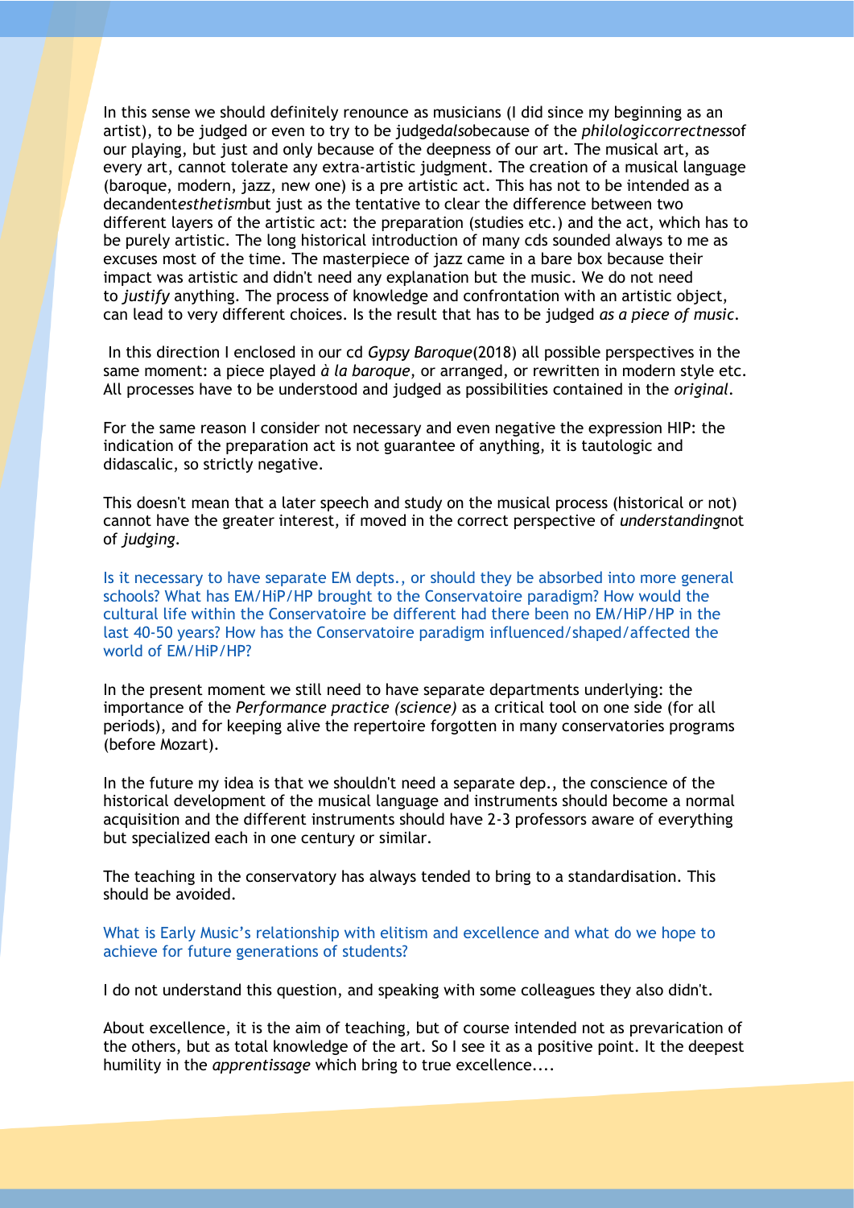In this sense we should definitely renounce as musicians (I did since my beginning as an artist), to be judged or even to try to be judged*also*because of the *philologiccorrectness*of our playing, but just and only because of the deepness of our art. The musical art, as every art, cannot tolerate any extra-artistic judgment. The creation of a musical language (baroque, modern, jazz, new one) is a pre artistic act. This has not to be intended as a decandent*esthetism*but just as the tentative to clear the difference between two different layers of the artistic act: the preparation (studies etc.) and the act, which has to be purely artistic. The long historical introduction of many cds sounded always to me as excuses most of the time. The masterpiece of jazz came in a bare box because their impact was artistic and didn't need any explanation but the music. We do not need to *justify* anything. The process of knowledge and confrontation with an artistic object, can lead to very different choices. Is the result that has to be judged *as a piece of music*.

In this direction I enclosed in our cd *Gypsy Baroque*(2018) all possible perspectives in the same moment: a piece played *à la baroque*, or arranged, or rewritten in modern style etc. All processes have to be understood and judged as possibilities contained in the *original*.

For the same reason I consider not necessary and even negative the expression HIP: the indication of the preparation act is not guarantee of anything, it is tautologic and didascalic, so strictly negative.

This doesn't mean that a later speech and study on the musical process (historical or not) cannot have the greater interest, if moved in the correct perspective of *understanding*not of *judging*.

Is it necessary to have separate EM depts., or should they be absorbed into more general schools? What has EM/HiP/HP brought to the Conservatoire paradigm? How would the cultural life within the Conservatoire be different had there been no EM/HiP/HP in the last 40-50 years? How has the Conservatoire paradigm influenced/shaped/affected the world of EM/HiP/HP?

In the present moment we still need to have separate departments underlying: the importance of the *Performance practice (science)* as a critical tool on one side (for all periods), and for keeping alive the repertoire forgotten in many conservatories programs (before Mozart).

In the future my idea is that we shouldn't need a separate dep., the conscience of the historical development of the musical language and instruments should become a normal acquisition and the different instruments should have 2-3 professors aware of everything but specialized each in one century or similar.

The teaching in the conservatory has always tended to bring to a standardisation. This should be avoided.

What is Early Music's relationship with elitism and excellence and what do we hope to achieve for future generations of students?

I do not understand this question, and speaking with some colleagues they also didn't.

About excellence, it is the aim of teaching, but of course intended not as prevarication of the others, but as total knowledge of the art. So I see it as a positive point. It the deepest humility in the *apprentissage* which bring to true excellence....